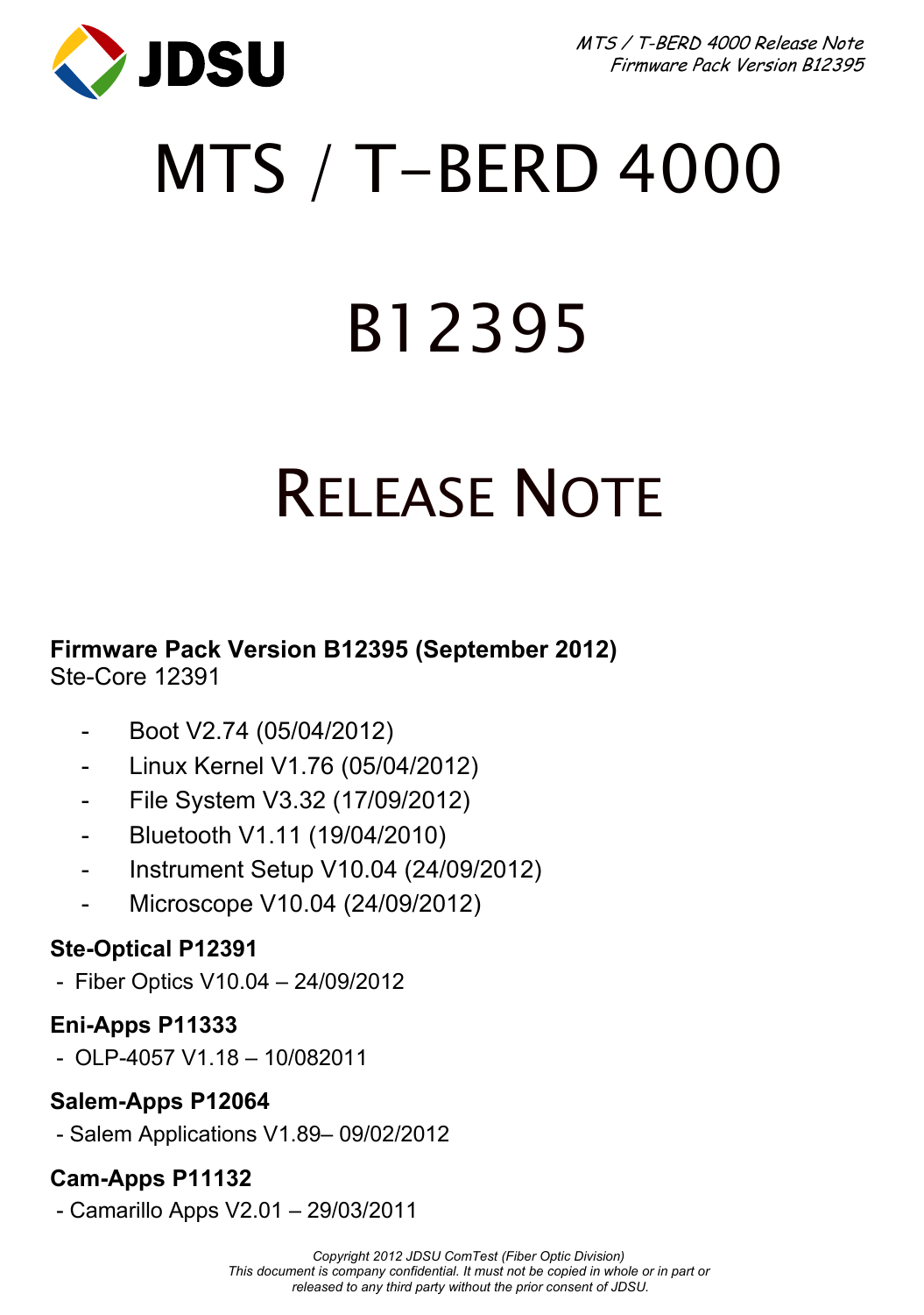# MTS / T-BERD 4000

# B12395

# Release Note

**Firmware Pack Version B12395 (September 2012)**
Ste-Core 12391

- Boot V2.74 (05/04/2012)
- Linux Kernel V1.76 (05/04/2012)
- File System V3.32 (17/09/2012)
- Bluetooth V1.11 (19/04/2010)
- Instrument Setup V10.04 (24/09/2012)
- Microscope V10.04 (24/09/2012)

**Ste-Optical P12391**

- Fiber Optics V10.04 – 24/09/2012

**Eni-Apps P11333**

- OLP-4057 V1.18 – 10/082011

**Salem-Apps P12064**

- Salem Applications V1.89– 09/02/2012

**Cam-Apps P11132**

- Camarillo Apps V2.01 – 29/03/2011

*Copyright 2012 JDSU ComTest (Fiber Optic Division)*
*This document is company confidential. It must not be copied in whole or in part or released to any third party without the prior consent of JDSU.*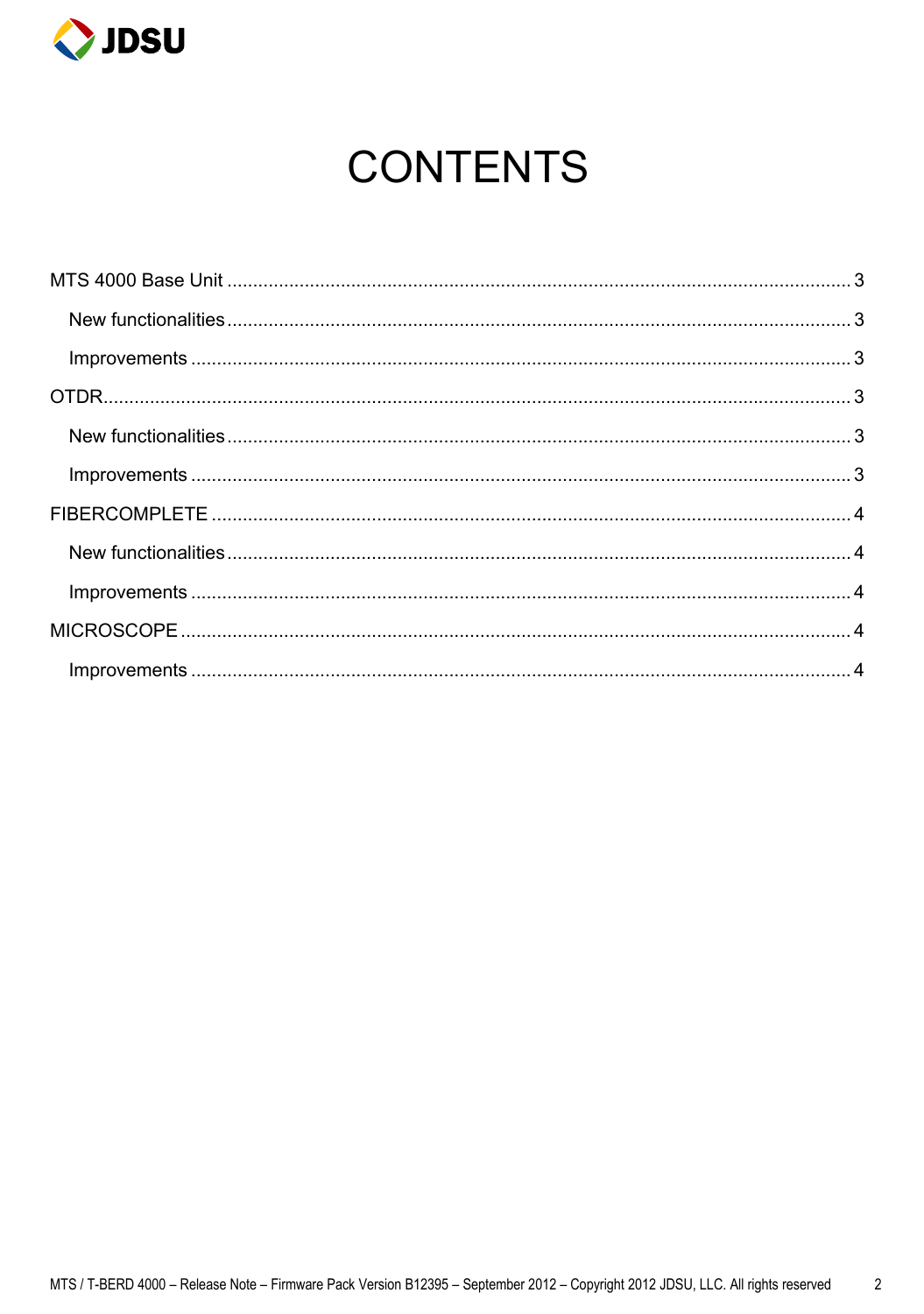# CONTENTS

MTS 4000 Base Unit ........................................................................................................ 3

- New functionalities ........................................................................................................ 3
- Improvements ................................................................................................................ 3

OTDR ................................................................................................................................ 3

- New functionalities ........................................................................................................ 3
- Improvements ................................................................................................................ 3

FIBERCOMPLETE ............................................................................................................ 4

- New functionalities ........................................................................................................ 4
- Improvements ................................................................................................................ 4

MICROSCOPE ................................................................................................................... 4

- Improvements ................................................................................................................ 4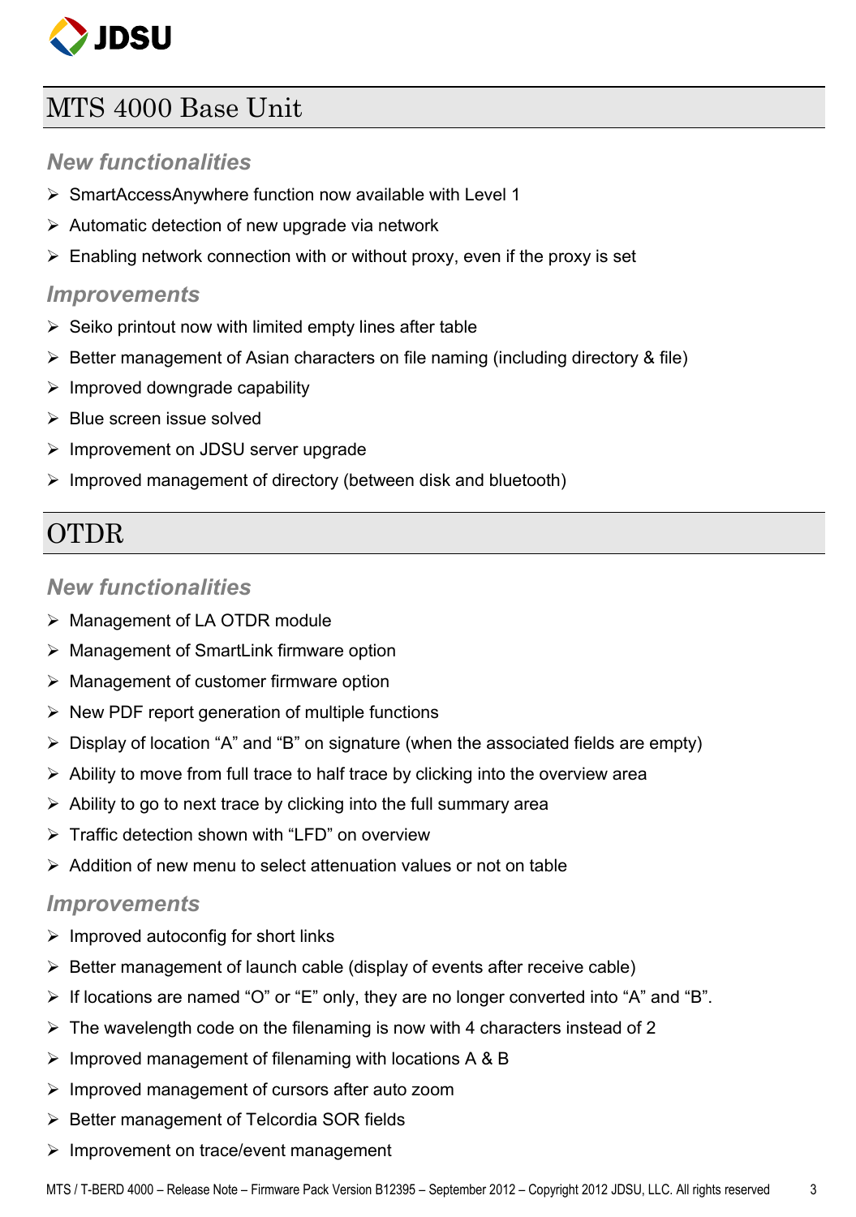## MTS 4000 Base Unit

### *New functionalities*

- SmartAccessAnywhere function now available with Level 1
- Automatic detection of new upgrade via network
- Enabling network connection with or without proxy, even if the proxy is set

### *Improvements*

- Seiko printout now with limited empty lines after table
- Better management of Asian characters on file naming (including directory & file)
- Improved downgrade capability
- Blue screen issue solved
- Improvement on JDSU server upgrade
- Improved management of directory (between disk and bluetooth)

## OTDR

### *New functionalities*

- Management of LA OTDR module
- Management of SmartLink firmware option
- Management of customer firmware option
- New PDF report generation of multiple functions
- Display of location “A” and “B” on signature (when the associated fields are empty)
- Ability to move from full trace to half trace by clicking into the overview area
- Ability to go to next trace by clicking into the full summary area
- Traffic detection shown with “LFD” on overview
- Addition of new menu to select attenuation values or not on table

### *Improvements*

- Improved autoconfig for short links
- Better management of launch cable (display of events after receive cable)
- If locations are named “O” or “E” only, they are no longer converted into “A” and “B”.
- The wavelength code on the filenaming is now with 4 characters instead of 2
- Improved management of filenaming with locations A & B
- Improved management of cursors after auto zoom
- Better management of Telcordia SOR fields
- Improvement on trace/event management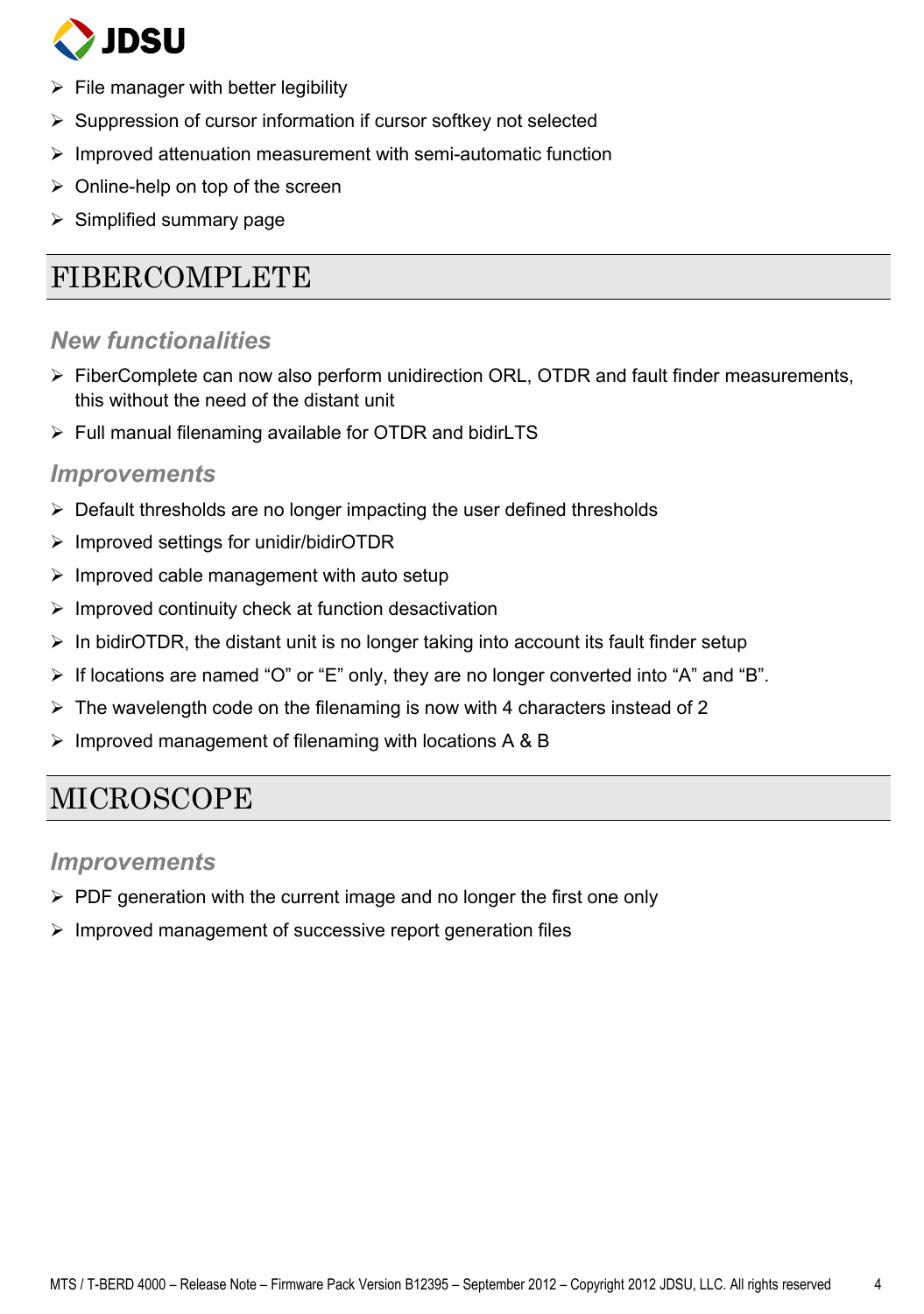- File manager with better legibility
- Suppression of cursor information if cursor softkey not selected
- Improved attenuation measurement with semi-automatic function
- Online-help on top of the screen
- Simplified summary page

## FIBERCOMPLETE

### *New functionalities*

- FiberComplete can now also perform unidirection ORL, OTDR and fault finder measurements, this without the need of the distant unit
- Full manual filenaming available for OTDR and bidirLTS

### *Improvements*

- Default thresholds are no longer impacting the user defined thresholds
- Improved settings for unidir/bidirOTDR
- Improved cable management with auto setup
- Improved continuity check at function desactivation
- In bidirOTDR, the distant unit is no longer taking into account its fault finder setup
- If locations are named "O" or "E" only, they are no longer converted into "A" and "B".
- The wavelength code on the filenaming is now with 4 characters instead of 2
- Improved management of filenaming with locations A & B

## MICROSCOPE

### *Improvements*

- PDF generation with the current image and no longer the first one only
- Improved management of successive report generation files